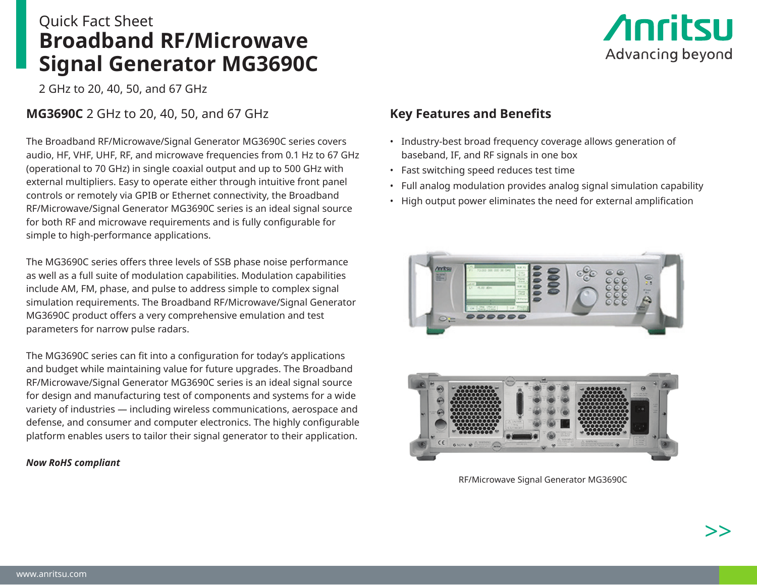Quick Fact Sheet

# Broadband RF/Microwave Signal Generator MG3690C

2 GHz to 20, 40, 50, and 67 GHz

## **MG3690C** 2 GHz to 20, 40, 50, and 67 GHz

The Broadband RF/Microwave/Signal Generator MG3690C series covers audio, HF, VHF, UHF, RF, and microwave frequencies from 0.1 Hz to 67 GHz (operational to 70 GHz) in single coaxial output and up to 500 GHz with external multipliers. Easy to operate either through intuitive front panel controls or remotely via GPIB or Ethernet connectivity, the Broadband RF/Microwave/Signal Generator MG3690C series is an ideal signal source for both RF and microwave requirements and is fully configurable for simple to high-performance applications.

The MG3690C series offers three levels of SSB phase noise performance as well as a full suite of modulation capabilities. Modulation capabilities include AM, FM, phase, and pulse to address simple to complex signal simulation requirements. The Broadband RF/Microwave/Signal Generator MG3690C product offers a very comprehensive emulation and test parameters for narrow pulse radars.

The MG3690C series can fit into a configuration for today's applications and budget while maintaining value for future upgrades. The Broadband RF/Microwave/Signal Generator MG3690C series is an ideal signal source for design and manufacturing test of components and systems for a wide variety of industries — including wireless communications, aerospace and defense, and consumer and computer electronics. The highly configurable platform enables users to tailor their signal generator to their application.

***Now RoHS compliant***

## Key Features and Benefits

- Industry-best broad frequency coverage allows generation of baseband, IF, and RF signals in one box
- Fast switching speed reduces test time
- Full analog modulation provides analog signal simulation capability
- High output power eliminates the need for external amplification

RF/Microwave Signal Generator MG3690C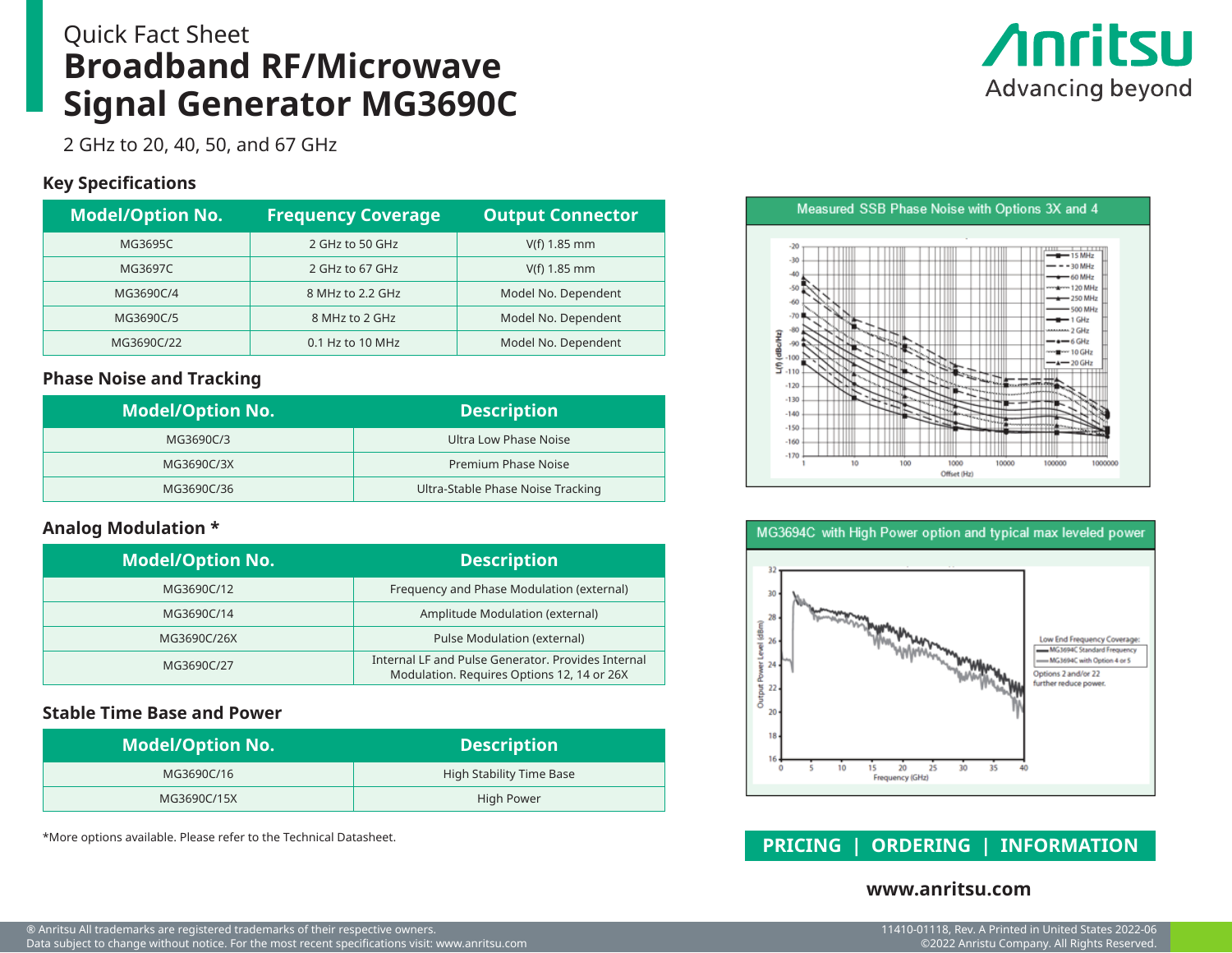Quick Fact Sheet

# Broadband RF/Microwave Signal Generator MG3690C

2 GHz to 20, 40, 50, and 67 GHz

## Key Specifications

| Model/Option No. | Frequency Coverage | Output Connector |
|---|---|---|
| MG3695C | 2 GHz to 50 GHz | V(f) 1.85 mm |
| MG3697C | 2 GHz to 67 GHz | V(f) 1.85 mm |
| MG3690C/4 | 8 MHz to 2.2 GHz | Model No. Dependent |
| MG3690C/5 | 8 MHz to 2 GHz | Model No. Dependent |
| MG3690C/22 | 0.1 Hz to 10 MHz | Model No. Dependent |

## Phase Noise and Tracking

| Model/Option No. | Description |
|---|---|
| MG3690C/3 | Ultra Low Phase Noise |
| MG3690C/3X | Premium Phase Noise |
| MG3690C/36 | Ultra-Stable Phase Noise Tracking |

## Analog Modulation *

| Model/Option No. | Description |
|---|---|
| MG3690C/12 | Frequency and Phase Modulation (external) |
| MG3690C/14 | Amplitude Modulation (external) |
| MG3690C/26X | Pulse Modulation (external) |
| MG3690C/27 | Internal LF and Pulse Generator. Provides Internal Modulation. Requires Options 12, 14 or 26X |

## Stable Time Base and Power

| Model/Option No. | Description |
|---|---|
| MG3690C/16 | High Stability Time Base |
| MG3690C/15X | High Power |

*More options available. Please refer to the Technical Datasheet.

Measured SSB Phase Noise with Options 3X and 4

L(f) (dBc/Hz)
-20
-30
-40
-50
-60
-70
-80
-90
-100
-110
-120
-130
-140
-150
-160
-170
1
10
100
1000
10000
100000
1000000
Offset (Hz)
15 MHz
30 MHz
60 MHz
120 MHz
250 MHz
500 MHz
1 GHz
2 GHz
6 GHz
10 GHz
20 GHz

MG3694C with High Power option and typical max leveled power

Output Power Level (dBm)
32
30
28
26
24
22
20
18
16
0
5
10
15
20
25
30
35
40
Frequency (GHz)
Low End Frequency Coverage:
MG3694C Standard Frequency
MG3694C with Option 4 or 5
Options 2 and/or 22 further reduce power.

**PRICING | ORDERING | INFORMATION**

**www.anritsu.com**

® Anritsu All trademarks are registered trademarks of their respective owners.
Data subject to change without notice. For the most recent specifications visit: www.anritsu.com

11410-01118, Rev. A Printed in United States 2022-06
©2022 Anritsu Company. All Rights Reserved.